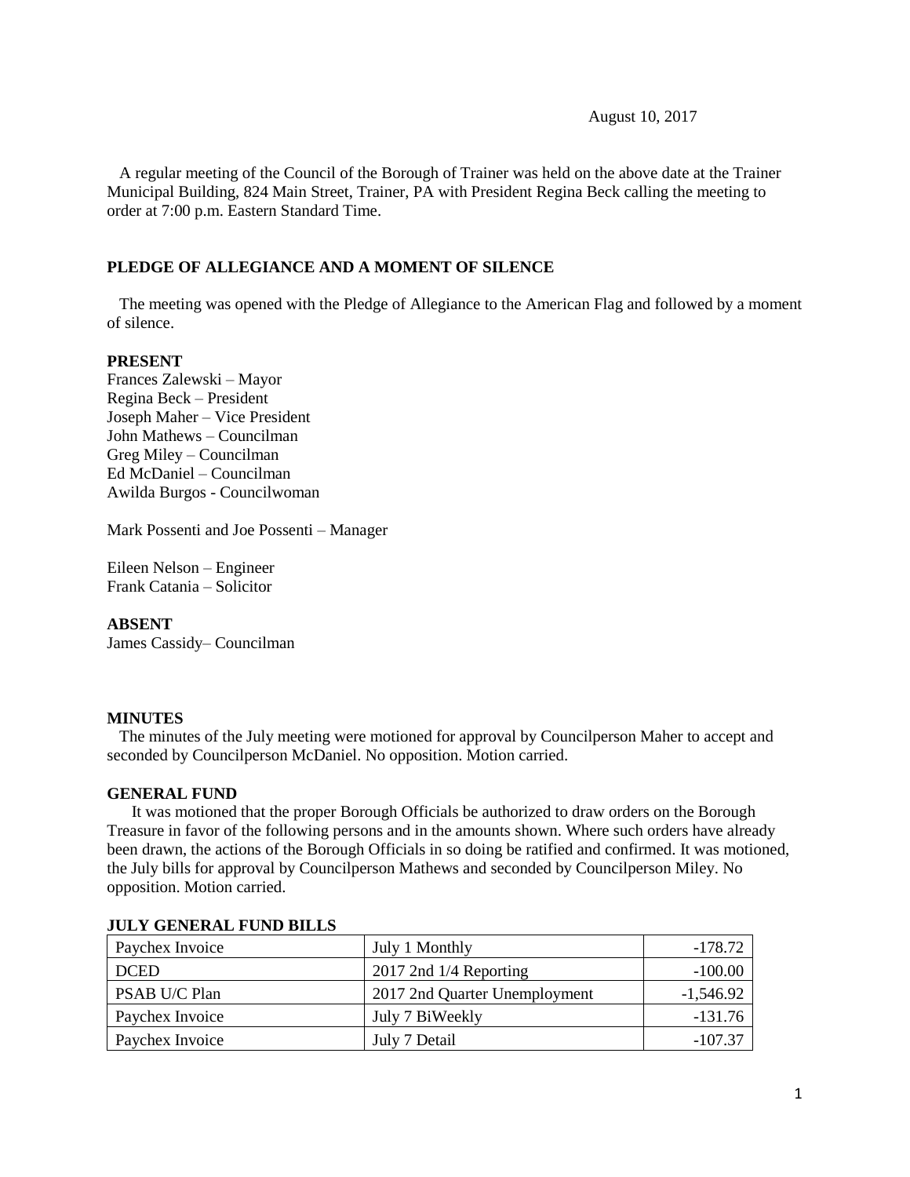August 10, 2017

A regular meeting of the Council of the Borough of Trainer was held on the above date at the Trainer Municipal Building, 824 Main Street, Trainer, PA with President Regina Beck calling the meeting to order at 7:00 p.m. Eastern Standard Time.

## PLEDGE OF ALLEGIANCE AND A MOMENT OF SILENCE

The meeting was opened with the Pledge of Allegiance to the American Flag and followed by a moment of silence.

**PRESENT**

Frances Zalewski – Mayor
Regina Beck – President
Joseph Maher – Vice President
John Mathews – Councilman
Greg Miley – Councilman
Ed McDaniel – Councilman
Awilda Burgos - Councilwoman

Mark Possenti and Joe Possenti – Manager

Eileen Nelson – Engineer
Frank Catania – Solicitor

**ABSENT**

James Cassidy– Councilman

**MINUTES**

The minutes of the July meeting were motioned for approval by Councilperson Maher to accept and seconded by Councilperson McDaniel. No opposition. Motion carried.

**GENERAL FUND**

It was motioned that the proper Borough Officials be authorized to draw orders on the Borough Treasure in favor of the following persons and in the amounts shown. Where such orders have already been drawn, the actions of the Borough Officials in so doing be ratified and confirmed. It was motioned, the July bills for approval by Councilperson Mathews and seconded by Councilperson Miley. No opposition. Motion carried.

**JULY GENERAL FUND BILLS**

| | | |
|---|---|---|
| Paychex Invoice | July 1 Monthly | -178.72 |
| DCED | 2017 2nd 1/4 Reporting | -100.00 |
| PSAB U/C Plan | 2017 2nd Quarter Unemployment | -1,546.92 |
| Paychex Invoice | July 7 BiWeekly | -131.76 |
| Paychex Invoice | July 7 Detail | -107.37 |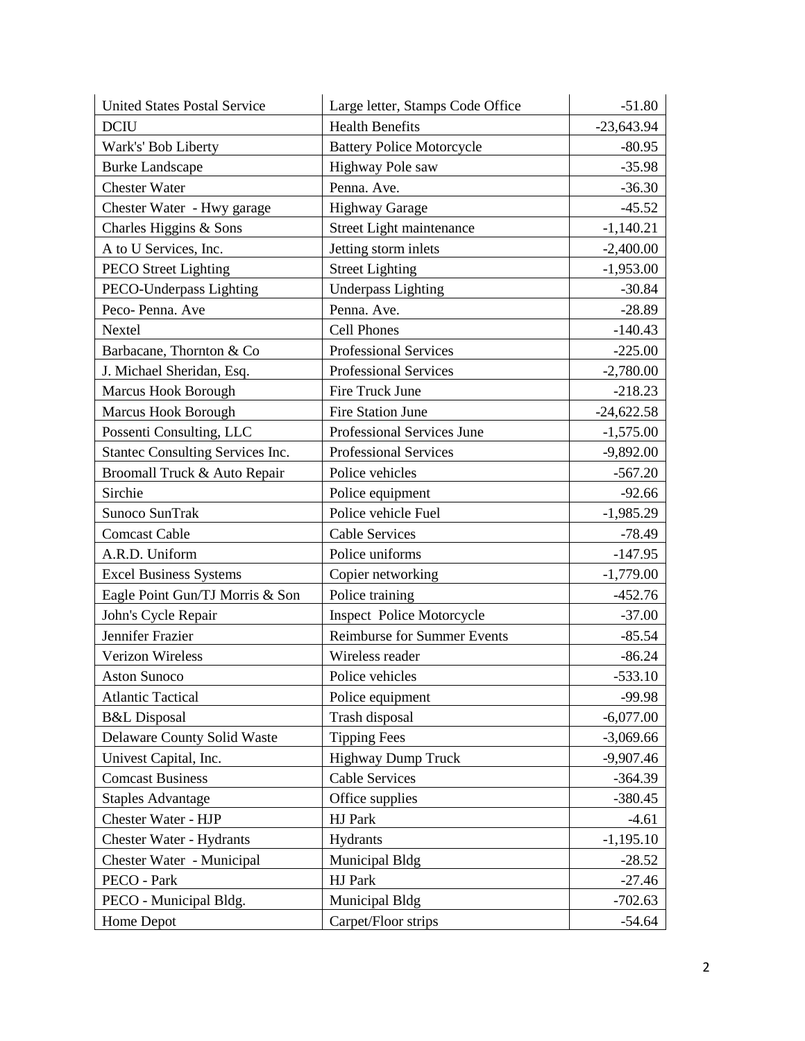| United States Postal Service | Large letter, Stamps Code Office | -51.80 |
|---|---|---|
| DCIU | Health Benefits | -23,643.94 |
| Wark's' Bob Liberty | Battery Police Motorcycle | -80.95 |
| Burke Landscape | Highway Pole saw | -35.98 |
| Chester Water | Penna. Ave. | -36.30 |
| Chester Water - Hwy garage | Highway Garage | -45.52 |
| Charles Higgins & Sons | Street Light maintenance | -1,140.21 |
| A to U Services, Inc. | Jetting storm inlets | -2,400.00 |
| PECO Street Lighting | Street Lighting | -1,953.00 |
| PECO-Underpass Lighting | Underpass Lighting | -30.84 |
| Peco- Penna. Ave | Penna. Ave. | -28.89 |
| Nextel | Cell Phones | -140.43 |
| Barbacane, Thornton & Co | Professional Services | -225.00 |
| J. Michael Sheridan, Esq. | Professional Services | -2,780.00 |
| Marcus Hook Borough | Fire Truck June | -218.23 |
| Marcus Hook Borough | Fire Station June | -24,622.58 |
| Possenti Consulting, LLC | Professional Services June | -1,575.00 |
| Stantec Consulting Services Inc. | Professional Services | -9,892.00 |
| Broomall Truck & Auto Repair | Police vehicles | -567.20 |
| Sirchie | Police equipment | -92.66 |
| Sunoco SunTrak | Police vehicle Fuel | -1,985.29 |
| Comcast Cable | Cable Services | -78.49 |
| A.R.D. Uniform | Police uniforms | -147.95 |
| Excel Business Systems | Copier networking | -1,779.00 |
| Eagle Point Gun/TJ Morris & Son | Police training | -452.76 |
| John's Cycle Repair | Inspect Police Motorcycle | -37.00 |
| Jennifer Frazier | Reimburse for Summer Events | -85.54 |
| Verizon Wireless | Wireless reader | -86.24 |
| Aston Sunoco | Police vehicles | -533.10 |
| Atlantic Tactical | Police equipment | -99.98 |
| B&L Disposal | Trash disposal | -6,077.00 |
| Delaware County Solid Waste | Tipping Fees | -3,069.66 |
| Univest Capital, Inc. | Highway Dump Truck | -9,907.46 |
| Comcast Business | Cable Services | -364.39 |
| Staples Advantage | Office supplies | -380.45 |
| Chester Water - HJP | HJ Park | -4.61 |
| Chester Water - Hydrants | Hydrants | -1,195.10 |
| Chester Water - Municipal | Municipal Bldg | -28.52 |
| PECO - Park | HJ Park | -27.46 |
| PECO - Municipal Bldg. | Municipal Bldg | -702.63 |
| Home Depot | Carpet/Floor strips | -54.64 |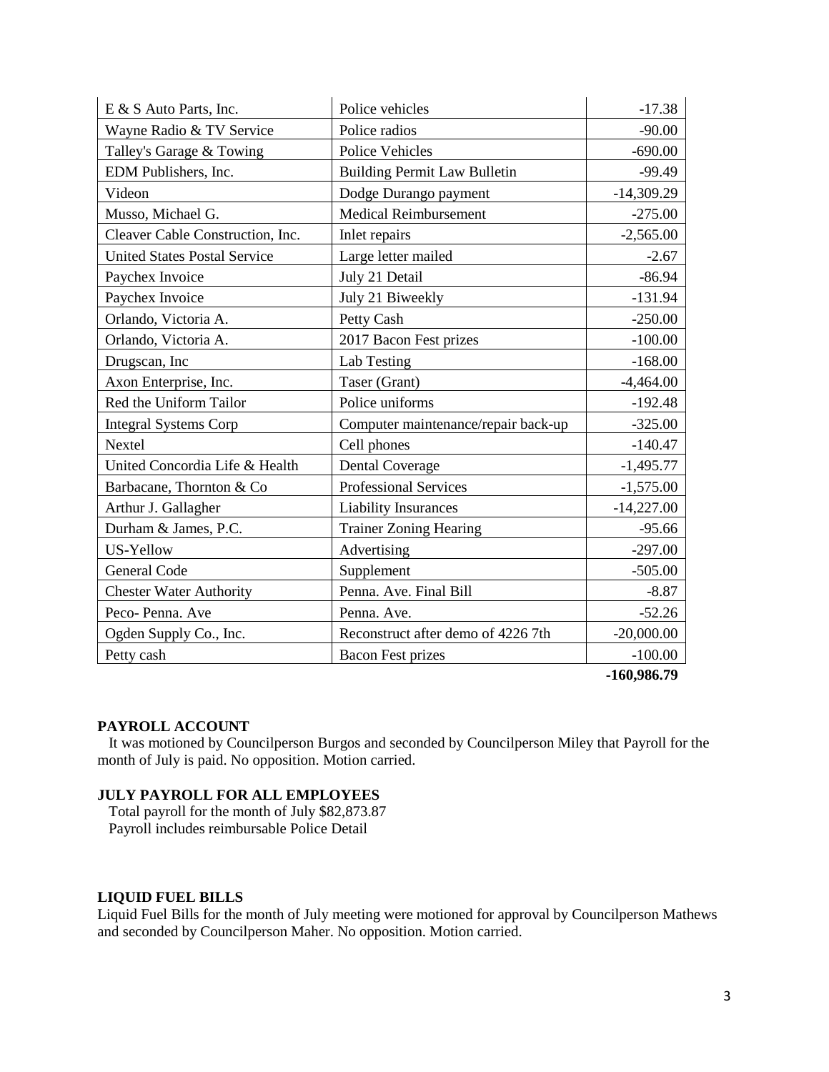| | | |
|---|---|---|
| E & S Auto Parts, Inc. | Police vehicles | -17.38 |
| Wayne Radio & TV Service | Police radios | -90.00 |
| Talley's Garage & Towing | Police Vehicles | -690.00 |
| EDM Publishers, Inc. | Building Permit Law Bulletin | -99.49 |
| Videon | Dodge Durango payment | -14,309.29 |
| Musso, Michael G. | Medical Reimbursement | -275.00 |
| Cleaver Cable Construction, Inc. | Inlet repairs | -2,565.00 |
| United States Postal Service | Large letter mailed | -2.67 |
| Paychex Invoice | July 21 Detail | -86.94 |
| Paychex Invoice | July 21 Biweekly | -131.94 |
| Orlando, Victoria A. | Petty Cash | -250.00 |
| Orlando, Victoria A. | 2017 Bacon Fest prizes | -100.00 |
| Drugscan, Inc | Lab Testing | -168.00 |
| Axon Enterprise, Inc. | Taser (Grant) | -4,464.00 |
| Red the Uniform Tailor | Police uniforms | -192.48 |
| Integral Systems Corp | Computer maintenance/repair back-up | -325.00 |
| Nextel | Cell phones | -140.47 |
| United Concordia Life & Health | Dental Coverage | -1,495.77 |
| Barbacane, Thornton & Co | Professional Services | -1,575.00 |
| Arthur J. Gallagher | Liability Insurances | -14,227.00 |
| Durham & James, P.C. | Trainer Zoning Hearing | -95.66 |
| US-Yellow | Advertising | -297.00 |
| General Code | Supplement | -505.00 |
| Chester Water Authority | Penna. Ave. Final Bill | -8.87 |
| Peco- Penna. Ave | Penna. Ave. | -52.26 |
| Ogden Supply Co., Inc. | Reconstruct after demo of 4226 7th | -20,000.00 |
| Petty cash | Bacon Fest prizes | -100.00 |
| | | **-160,986.79** |

**PAYROLL ACCOUNT**

It was motioned by Councilperson Burgos and seconded by Councilperson Miley that Payroll for the month of July is paid. No opposition. Motion carried.

**JULY PAYROLL FOR ALL EMPLOYEES**

Total payroll for the month of July $82,873.87

Payroll includes reimbursable Police Detail

**LIQUID FUEL BILLS**

Liquid Fuel Bills for the month of July meeting were motioned for approval by Councilperson Mathews and seconded by Councilperson Maher. No opposition. Motion carried.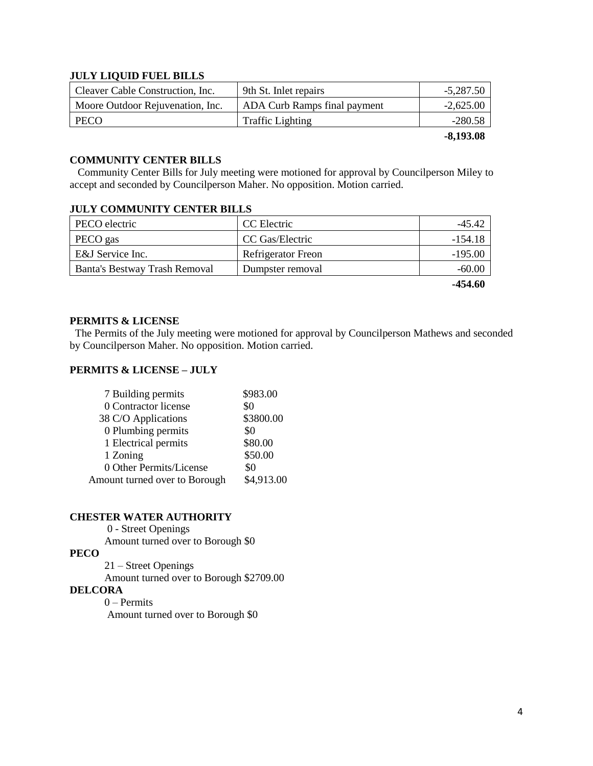**JULY LIQUID FUEL BILLS**

| | | |
|---|---|---|
| Cleaver Cable Construction, Inc. | 9th St. Inlet repairs | -5,287.50 |
| Moore Outdoor Rejuvenation, Inc. | ADA Curb Ramps final payment | -2,625.00 |
| PECO | Traffic Lighting | -280.58 |
| | | **-8,193.08** |

**COMMUNITY CENTER BILLS**

Community Center Bills for July meeting were motioned for approval by Councilperson Miley to accept and seconded by Councilperson Maher. No opposition. Motion carried.

**JULY COMMUNITY CENTER BILLS**

| | | |
|---|---|---|
| PECO electric | CC Electric | -45.42 |
| PECO gas | CC Gas/Electric | -154.18 |
| E&J Service Inc. | Refrigerator Freon | -195.00 |
| Banta's Bestway Trash Removal | Dumpster removal | -60.00 |
| | | **-454.60** |

**PERMITS & LICENSE**

The Permits of the July meeting were motioned for approval by Councilperson Mathews and seconded by Councilperson Maher. No opposition. Motion carried.

**PERMITS & LICENSE – JULY**

| | |
|---|---|
| 7 Building permits | $983.00 |
| 0 Contractor license | $0 |
| 38 C/O Applications | $3800.00 |
| 0 Plumbing permits | $0 |
| 1 Electrical permits | $80.00 |
| 1 Zoning | $50.00 |
| 0 Other Permits/License | $0 |
| Amount turned over to Borough | $4,913.00 |

**CHESTER WATER AUTHORITY**

0 - Street Openings

Amount turned over to Borough $0

**PECO**

21 – Street Openings

Amount turned over to Borough $2709.00

**DELCORA**

0 – Permits

Amount turned over to Borough $0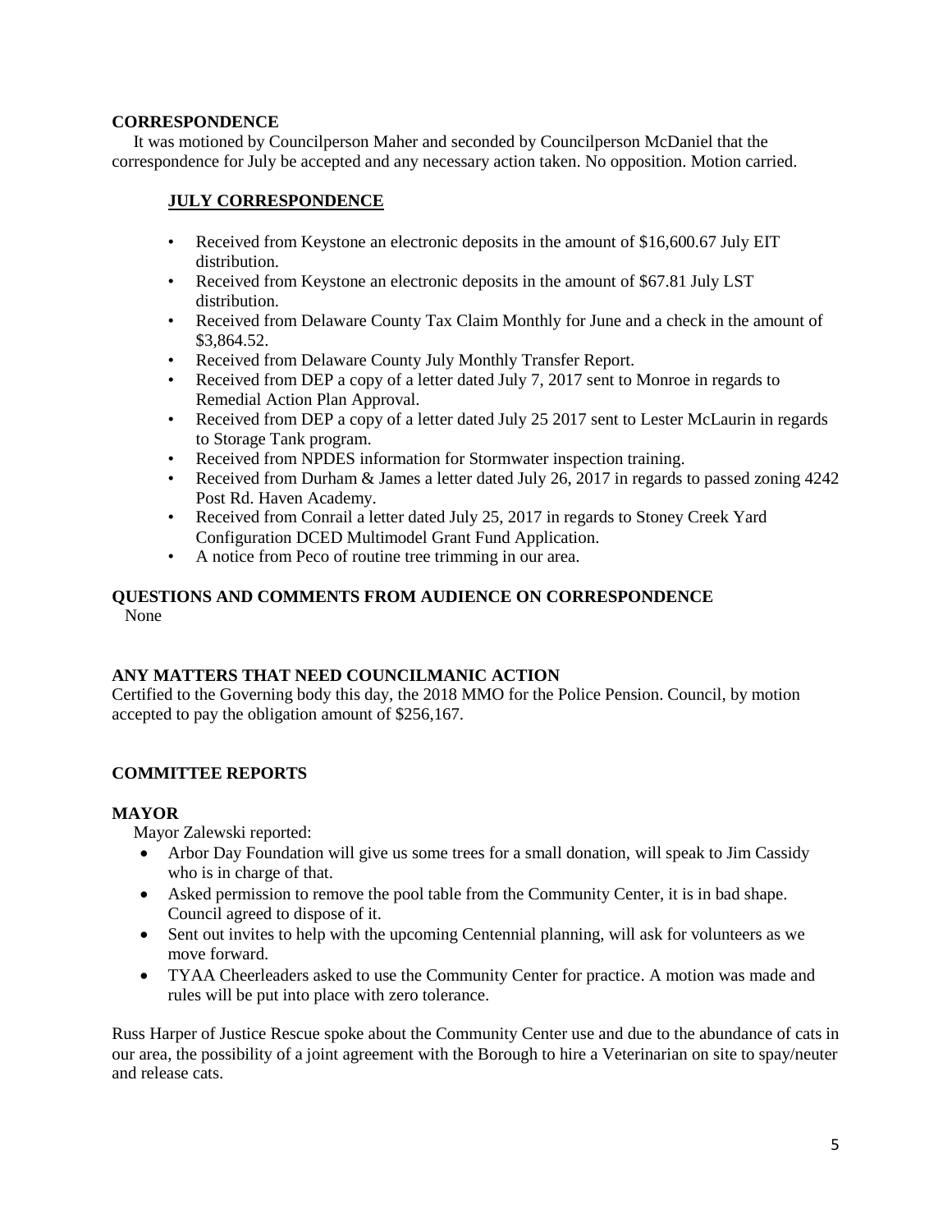## CORRESPONDENCE

It was motioned by Councilperson Maher and seconded by Councilperson McDaniel that the correspondence for July be accepted and any necessary action taken. No opposition. Motion carried.

### JULY CORRESPONDENCE

- Received from Keystone an electronic deposits in the amount of $16,600.67 July EIT distribution.
- Received from Keystone an electronic deposits in the amount of $67.81 July LST distribution.
- Received from Delaware County Tax Claim Monthly for June and a check in the amount of $3,864.52.
- Received from Delaware County July Monthly Transfer Report.
- Received from DEP a copy of a letter dated July 7, 2017 sent to Monroe in regards to Remedial Action Plan Approval.
- Received from DEP a copy of a letter dated July 25 2017 sent to Lester McLaurin in regards to Storage Tank program.
- Received from NPDES information for Stormwater inspection training.
- Received from Durham & James a letter dated July 26, 2017 in regards to passed zoning 4242 Post Rd. Haven Academy.
- Received from Conrail a letter dated July 25, 2017 in regards to Stoney Creek Yard Configuration DCED Multimodel Grant Fund Application.
- A notice from Peco of routine tree trimming in our area.

## QUESTIONS AND COMMENTS FROM AUDIENCE ON CORRESPONDENCE

None

## ANY MATTERS THAT NEED COUNCILMANIC ACTION

Certified to the Governing body this day, the 2018 MMO for the Police Pension. Council, by motion accepted to pay the obligation amount of $256,167.

## COMMITTEE REPORTS

## MAYOR

Mayor Zalewski reported:

- Arbor Day Foundation will give us some trees for a small donation, will speak to Jim Cassidy who is in charge of that.
- Asked permission to remove the pool table from the Community Center, it is in bad shape. Council agreed to dispose of it.
- Sent out invites to help with the upcoming Centennial planning, will ask for volunteers as we move forward.
- TYAA Cheerleaders asked to use the Community Center for practice. A motion was made and rules will be put into place with zero tolerance.

Russ Harper of Justice Rescue spoke about the Community Center use and due to the abundance of cats in our area, the possibility of a joint agreement with the Borough to hire a Veterinarian on site to spay/neuter and release cats.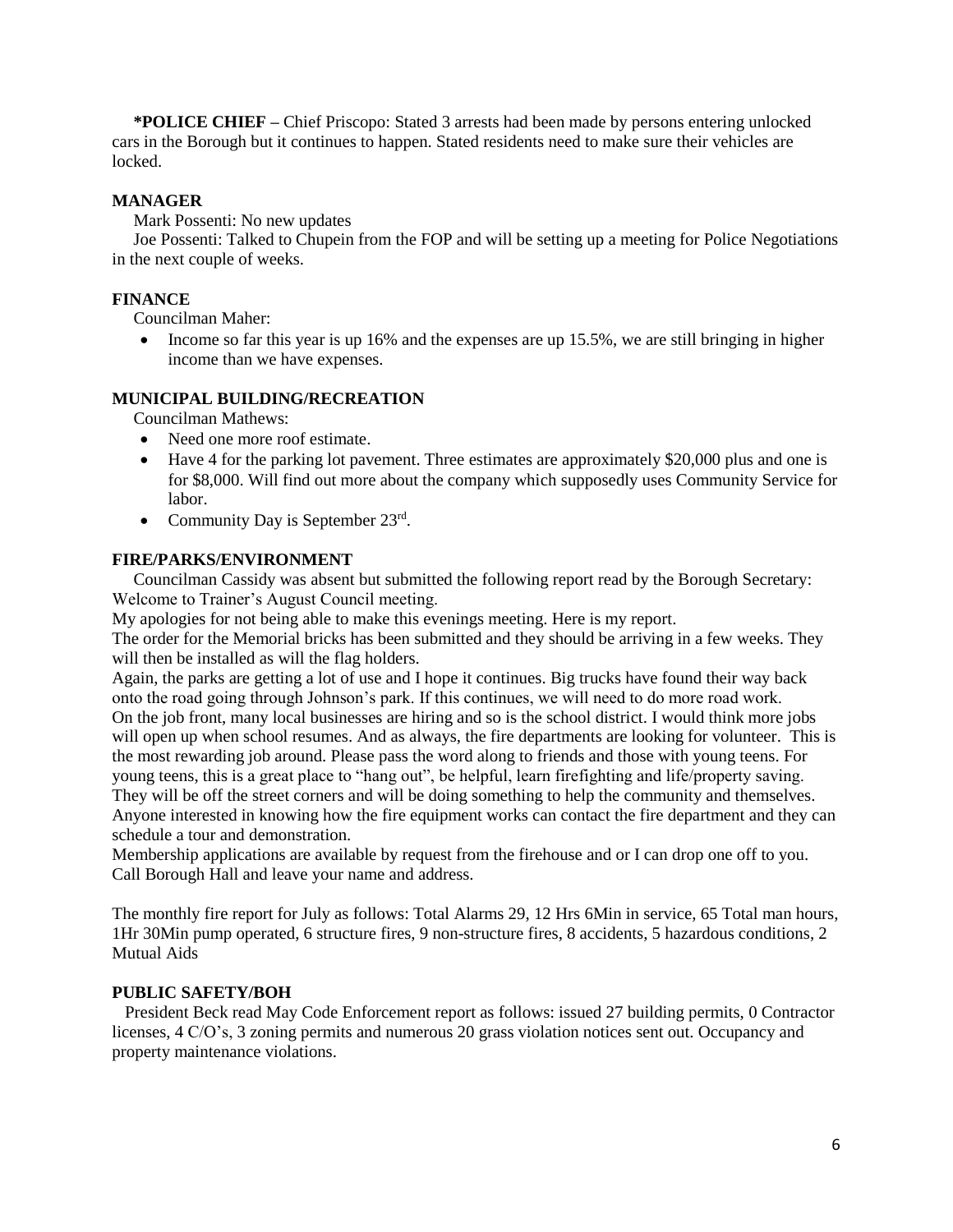**\*POLICE CHIEF –** Chief Priscopo: Stated 3 arrests had been made by persons entering unlocked cars in the Borough but it continues to happen. Stated residents need to make sure their vehicles are locked.

**MANAGER**

Mark Possenti: No new updates

Joe Possenti: Talked to Chupein from the FOP and will be setting up a meeting for Police Negotiations in the next couple of weeks.

**FINANCE**

Councilman Maher:

- Income so far this year is up 16% and the expenses are up 15.5%, we are still bringing in higher income than we have expenses.

**MUNICIPAL BUILDING/RECREATION**

Councilman Mathews:

- Need one more roof estimate.
- Have 4 for the parking lot pavement. Three estimates are approximately $20,000 plus and one is for $8,000. Will find out more about the company which supposedly uses Community Service for labor.
- Community Day is September 23rd.

**FIRE/PARKS/ENVIRONMENT**

Councilman Cassidy was absent but submitted the following report read by the Borough Secretary:
Welcome to Trainer's August Council meeting.
My apologies for not being able to make this evenings meeting. Here is my report.
The order for the Memorial bricks has been submitted and they should be arriving in a few weeks. They will then be installed as will the flag holders.
Again, the parks are getting a lot of use and I hope it continues. Big trucks have found their way back onto the road going through Johnson's park. If this continues, we will need to do more road work.
On the job front, many local businesses are hiring and so is the school district. I would think more jobs will open up when school resumes. And as always, the fire departments are looking for volunteer. This is the most rewarding job around. Please pass the word along to friends and those with young teens. For young teens, this is a great place to "hang out", be helpful, learn firefighting and life/property saving. They will be off the street corners and will be doing something to help the community and themselves. Anyone interested in knowing how the fire equipment works can contact the fire department and they can schedule a tour and demonstration.
Membership applications are available by request from the firehouse and or I can drop one off to you. Call Borough Hall and leave your name and address.

The monthly fire report for July as follows: Total Alarms 29, 12 Hrs 6Min in service, 65 Total man hours, 1Hr 30Min pump operated, 6 structure fires, 9 non-structure fires, 8 accidents, 5 hazardous conditions, 2 Mutual Aids

**PUBLIC SAFETY/BOH**

President Beck read May Code Enforcement report as follows: issued 27 building permits, 0 Contractor licenses, 4 C/O's, 3 zoning permits and numerous 20 grass violation notices sent out. Occupancy and property maintenance violations.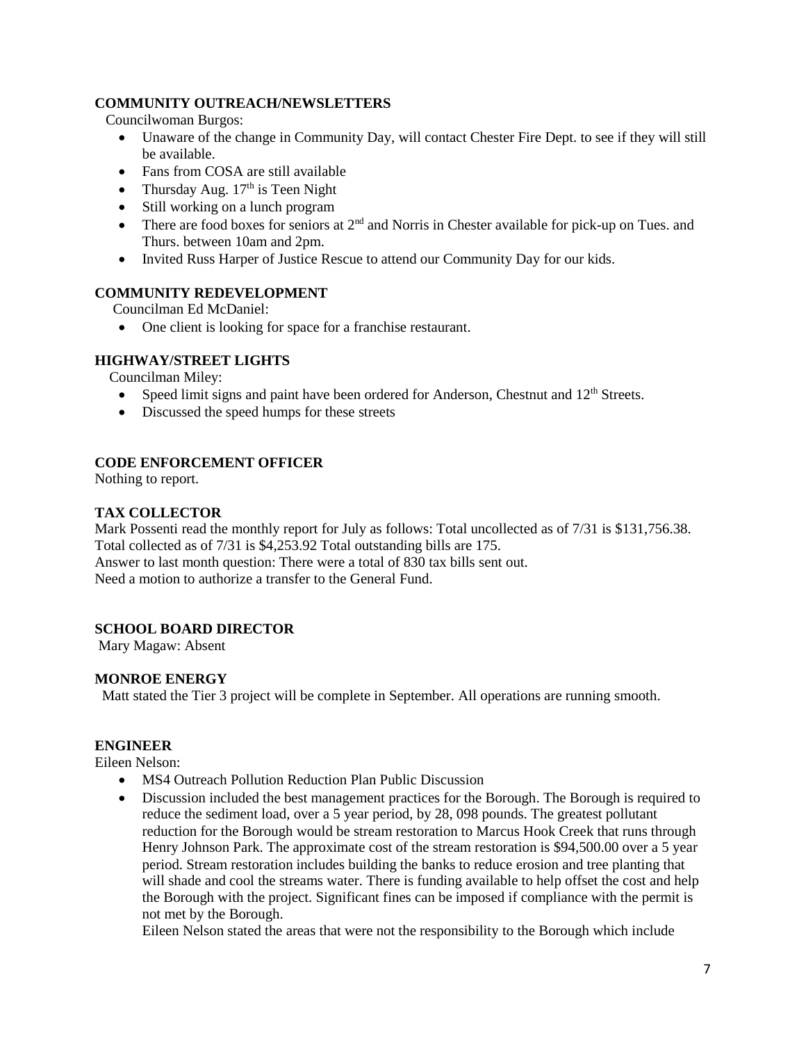**COMMUNITY OUTREACH/NEWSLETTERS**

Councilwoman Burgos:

- Unaware of the change in Community Day, will contact Chester Fire Dept. to see if they will still be available.
- Fans from COSA are still available
- Thursday Aug. 17th is Teen Night
- Still working on a lunch program
- There are food boxes for seniors at 2nd and Norris in Chester available for pick-up on Tues. and Thurs. between 10am and 2pm.
- Invited Russ Harper of Justice Rescue to attend our Community Day for our kids.

**COMMUNITY REDEVELOPMENT**

Councilman Ed McDaniel:

- One client is looking for space for a franchise restaurant.

**HIGHWAY/STREET LIGHTS**

Councilman Miley:

- Speed limit signs and paint have been ordered for Anderson, Chestnut and 12th Streets.
- Discussed the speed humps for these streets

**CODE ENFORCEMENT OFFICER**

Nothing to report.

**TAX COLLECTOR**

Mark Possenti read the monthly report for July as follows: Total uncollected as of 7/31 is $131,756.38. Total collected as of 7/31 is $4,253.92 Total outstanding bills are 175.
Answer to last month question: There were a total of 830 tax bills sent out.
Need a motion to authorize a transfer to the General Fund.

**SCHOOL BOARD DIRECTOR**

Mary Magaw: Absent

**MONROE ENERGY**

Matt stated the Tier 3 project will be complete in September. All operations are running smooth.

**ENGINEER**

Eileen Nelson:

- MS4 Outreach Pollution Reduction Plan Public Discussion
- Discussion included the best management practices for the Borough. The Borough is required to reduce the sediment load, over a 5 year period, by 28, 098 pounds. The greatest pollutant reduction for the Borough would be stream restoration to Marcus Hook Creek that runs through Henry Johnson Park. The approximate cost of the stream restoration is $94,500.00 over a 5 year period. Stream restoration includes building the banks to reduce erosion and tree planting that will shade and cool the streams water. There is funding available to help offset the cost and help the Borough with the project. Significant fines can be imposed if compliance with the permit is not met by the Borough.

  Eileen Nelson stated the areas that were not the responsibility to the Borough which include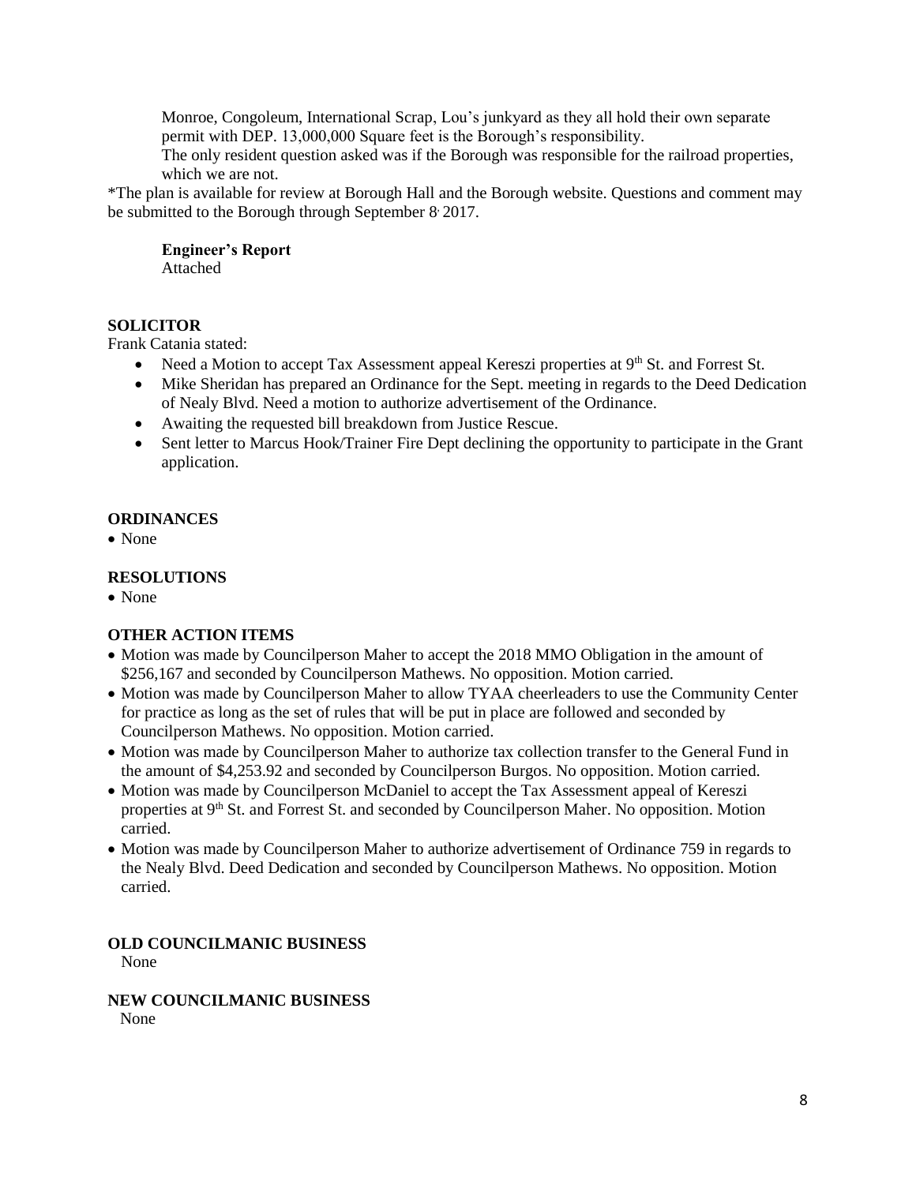Monroe, Congoleum, International Scrap, Lou's junkyard as they all hold their own separate permit with DEP. 13,000,000 Square feet is the Borough's responsibility.

The only resident question asked was if the Borough was responsible for the railroad properties, which we are not.

*The plan is available for review at Borough Hall and the Borough website. Questions and comment may be submitted to the Borough through September 8, 2017.

**Engineer's Report**

Attached

## SOLICITOR

Frank Catania stated:

- Need a Motion to accept Tax Assessment appeal Kereszi properties at 9th St. and Forrest St.
- Mike Sheridan has prepared an Ordinance for the Sept. meeting in regards to the Deed Dedication of Nealy Blvd. Need a motion to authorize advertisement of the Ordinance.
- Awaiting the requested bill breakdown from Justice Rescue.
- Sent letter to Marcus Hook/Trainer Fire Dept declining the opportunity to participate in the Grant application.

## ORDINANCES

- None

## RESOLUTIONS

- None

## OTHER ACTION ITEMS

- Motion was made by Councilperson Maher to accept the 2018 MMO Obligation in the amount of $256,167 and seconded by Councilperson Mathews. No opposition. Motion carried.
- Motion was made by Councilperson Maher to allow TYAA cheerleaders to use the Community Center for practice as long as the set of rules that will be put in place are followed and seconded by Councilperson Mathews. No opposition. Motion carried.
- Motion was made by Councilperson Maher to authorize tax collection transfer to the General Fund in the amount of $4,253.92 and seconded by Councilperson Burgos. No opposition. Motion carried.
- Motion was made by Councilperson McDaniel to accept the Tax Assessment appeal of Kereszi properties at 9th St. and Forrest St. and seconded by Councilperson Maher. No opposition. Motion carried.
- Motion was made by Councilperson Maher to authorize advertisement of Ordinance 759 in regards to the Nealy Blvd. Deed Dedication and seconded by Councilperson Mathews. No opposition. Motion carried.

## OLD COUNCILMANIC BUSINESS

None

## NEW COUNCILMANIC BUSINESS

None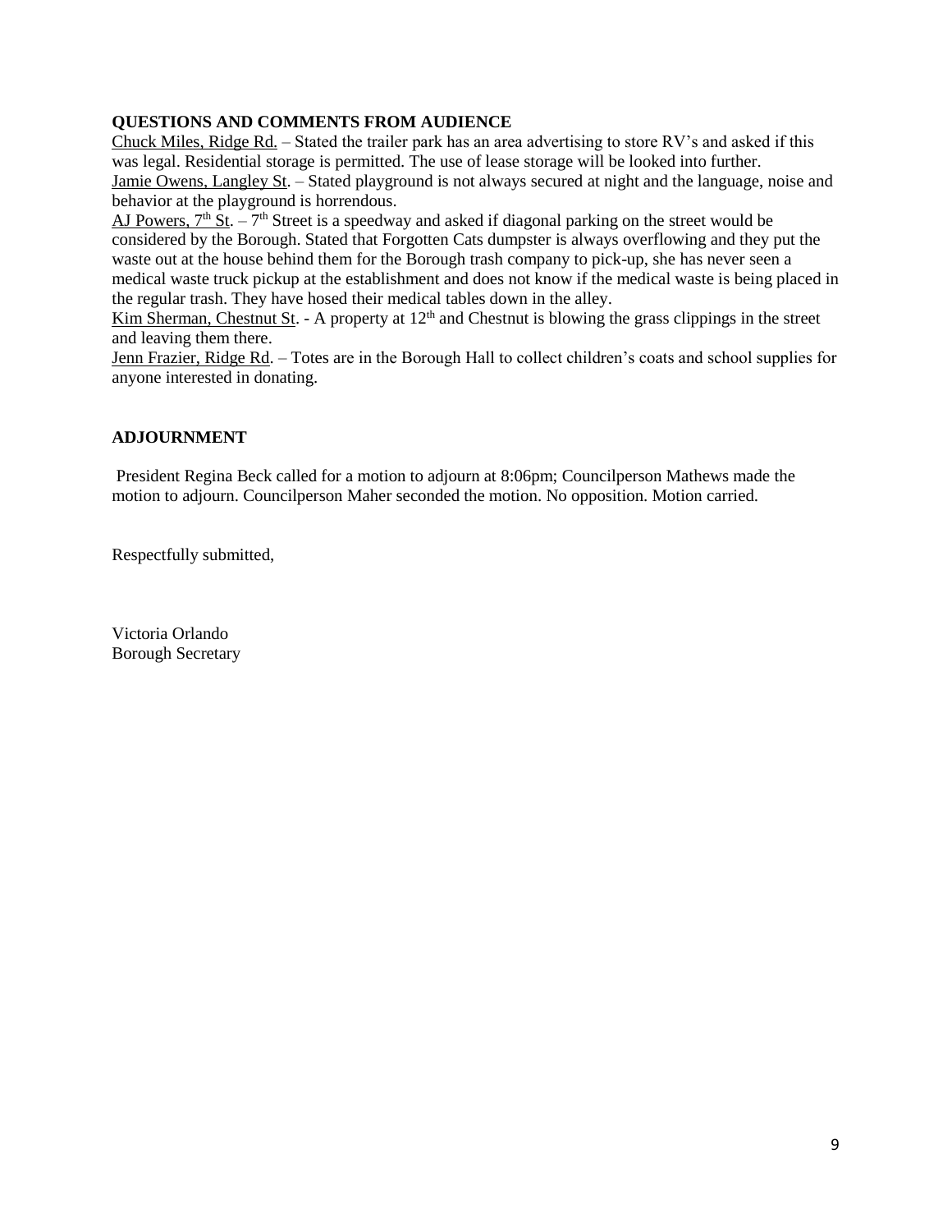**QUESTIONS AND COMMENTS FROM AUDIENCE**

Chuck Miles, Ridge Rd. – Stated the trailer park has an area advertising to store RV's and asked if this was legal. Residential storage is permitted. The use of lease storage will be looked into further.

Jamie Owens, Langley St. – Stated playground is not always secured at night and the language, noise and behavior at the playground is horrendous.

AJ Powers, 7th St. – 7th Street is a speedway and asked if diagonal parking on the street would be considered by the Borough. Stated that Forgotten Cats dumpster is always overflowing and they put the waste out at the house behind them for the Borough trash company to pick-up, she has never seen a medical waste truck pickup at the establishment and does not know if the medical waste is being placed in the regular trash. They have hosed their medical tables down in the alley.

Kim Sherman, Chestnut St. - A property at 12th and Chestnut is blowing the grass clippings in the street and leaving them there.

Jenn Frazier, Ridge Rd. – Totes are in the Borough Hall to collect children's coats and school supplies for anyone interested in donating.

**ADJOURNMENT**

President Regina Beck called for a motion to adjourn at 8:06pm; Councilperson Mathews made the motion to adjourn. Councilperson Maher seconded the motion. No opposition. Motion carried.

Respectfully submitted,

Victoria Orlando
Borough Secretary